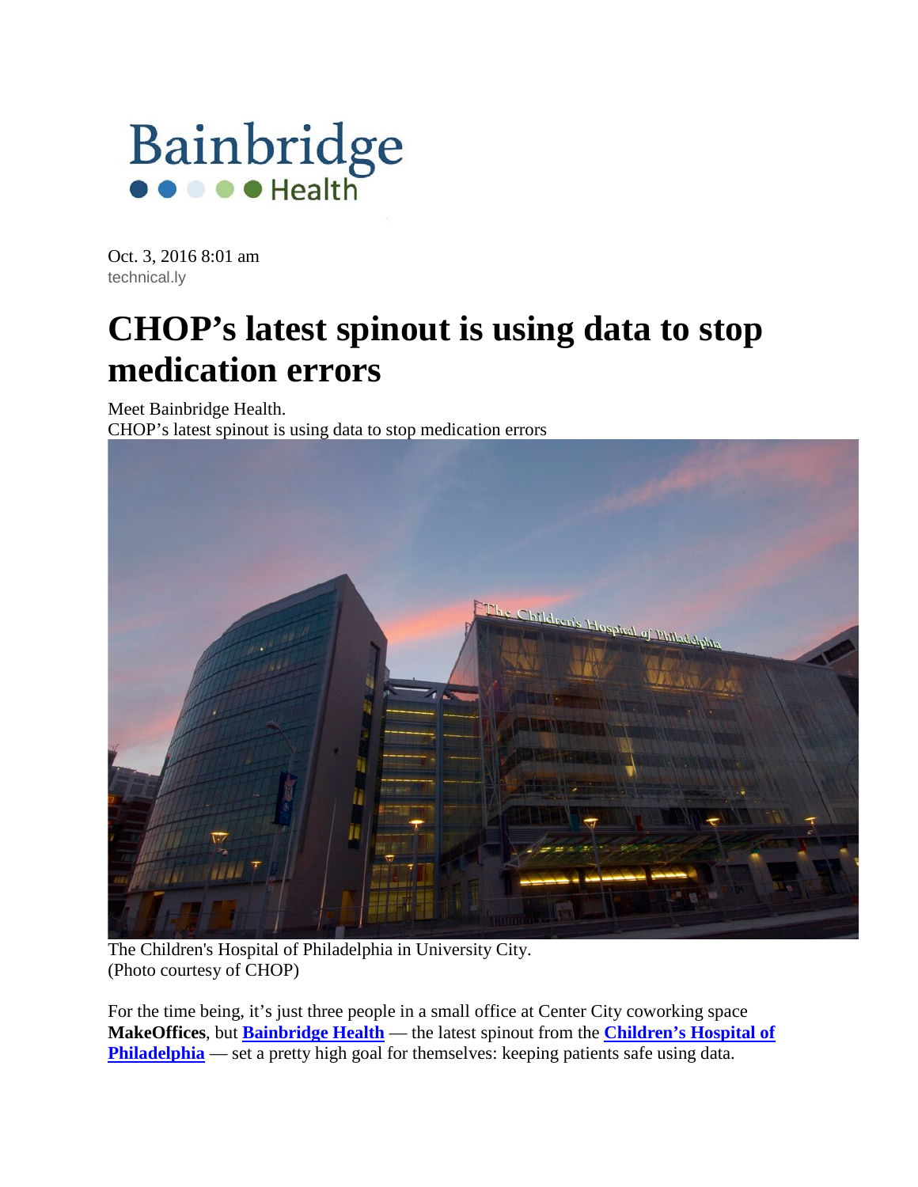Bainbridge Health

Oct. 3, 2016 8:01 am
technical.ly

# CHOP's latest spinout is using data to stop medication errors

Meet Bainbridge Health.
CHOP's latest spinout is using data to stop medication errors

The Children's Hospital of Philadelphia in University City.
(Photo courtesy of CHOP)

For the time being, it's just three people in a small office at Center City coworking space **MakeOffices**, but **Bainbridge Health** — the latest spinout from the **Children's Hospital of Philadelphia** — set a pretty high goal for themselves: keeping patients safe using data.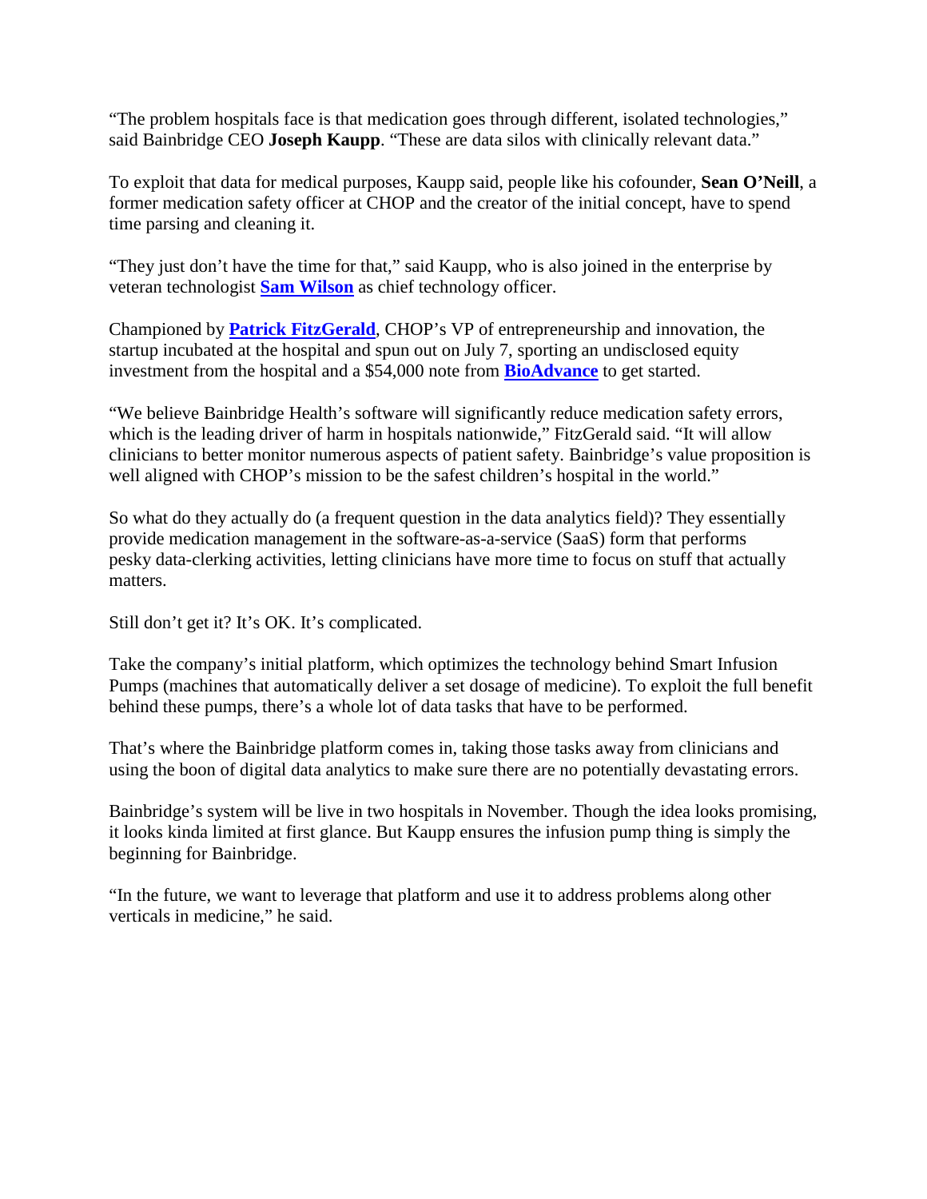"The problem hospitals face is that medication goes through different, isolated technologies," said Bainbridge CEO **Joseph Kaupp**. "These are data silos with clinically relevant data."

To exploit that data for medical purposes, Kaupp said, people like his cofounder, **Sean O'Neill**, a former medication safety officer at CHOP and the creator of the initial concept, have to spend time parsing and cleaning it.

"They just don't have the time for that," said Kaupp, who is also joined in the enterprise by veteran technologist **Sam Wilson** as chief technology officer.

Championed by **Patrick FitzGerald**, CHOP's VP of entrepreneurship and innovation, the startup incubated at the hospital and spun out on July 7, sporting an undisclosed equity investment from the hospital and a $54,000 note from **BioAdvance** to get started.

"We believe Bainbridge Health's software will significantly reduce medication safety errors, which is the leading driver of harm in hospitals nationwide," FitzGerald said. "It will allow clinicians to better monitor numerous aspects of patient safety. Bainbridge's value proposition is well aligned with CHOP's mission to be the safest children's hospital in the world."

So what do they actually do (a frequent question in the data analytics field)? They essentially provide medication management in the software-as-a-service (SaaS) form that performs pesky data-clerking activities, letting clinicians have more time to focus on stuff that actually matters.

Still don't get it? It's OK. It's complicated.

Take the company's initial platform, which optimizes the technology behind Smart Infusion Pumps (machines that automatically deliver a set dosage of medicine). To exploit the full benefit behind these pumps, there's a whole lot of data tasks that have to be performed.

That's where the Bainbridge platform comes in, taking those tasks away from clinicians and using the boon of digital data analytics to make sure there are no potentially devastating errors.

Bainbridge's system will be live in two hospitals in November. Though the idea looks promising, it looks kinda limited at first glance. But Kaupp ensures the infusion pump thing is simply the beginning for Bainbridge.

"In the future, we want to leverage that platform and use it to address problems along other verticals in medicine," he said.